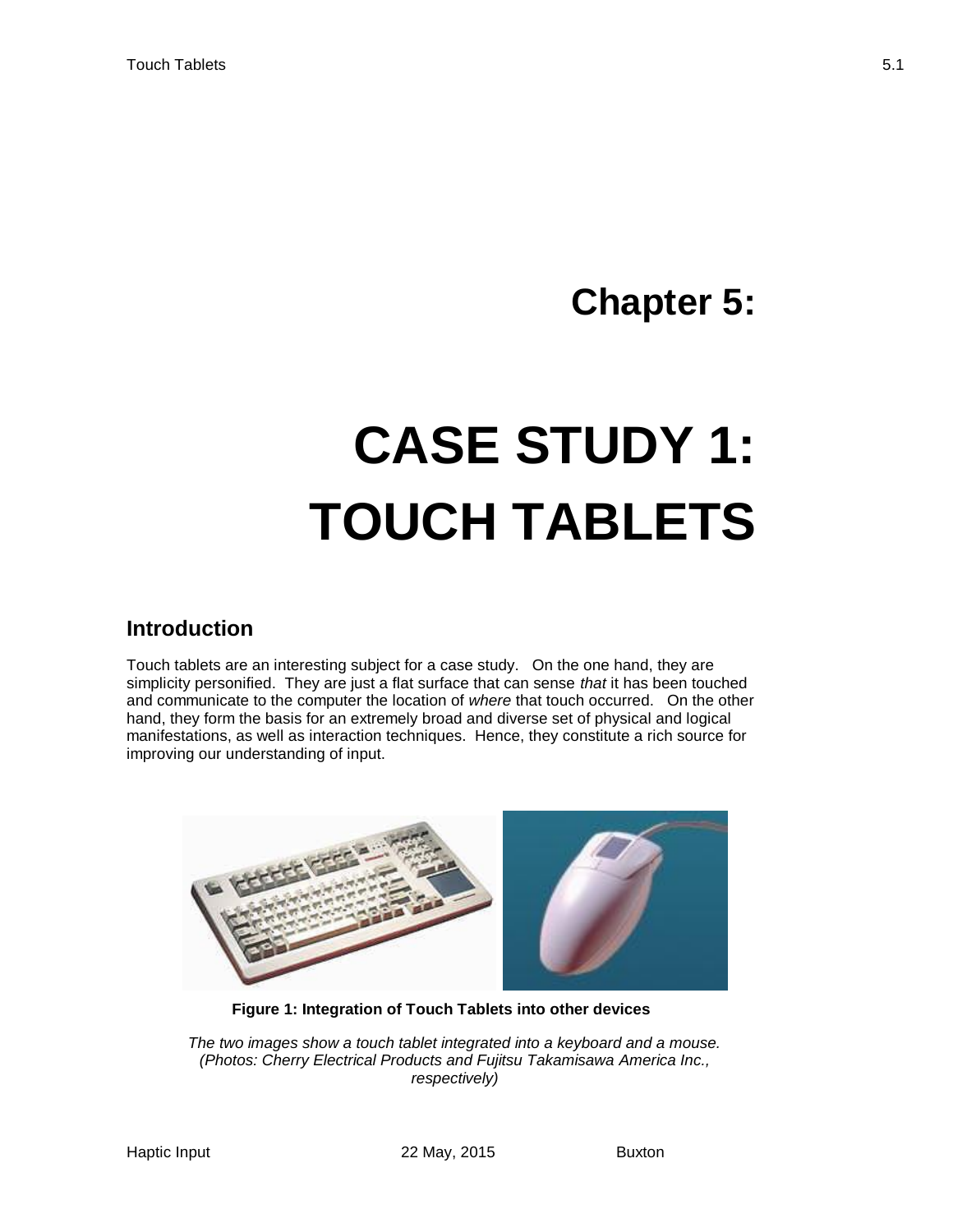# Chapter 5:

# CASE STUDY 1: TOUCH TABLETS

## Introduction

Touch tablets are an interesting subject for a case study. On the one hand, they are simplicity personified. They are just a flat surface that can sense *that* it has been touched and communicate to the computer the location of *where* that touch occurred. On the other hand, they form the basis for an extremely broad and diverse set of physical and logical manifestations, as well as interaction techniques. Hence, they constitute a rich source for improving our understanding of input.

**Figure 1: Integration of Touch Tablets into other devices**

*The two images show a touch tablet integrated into a keyboard and a mouse. (Photos: Cherry Electrical Products and Fujitsu Takamisawa America Inc., respectively)*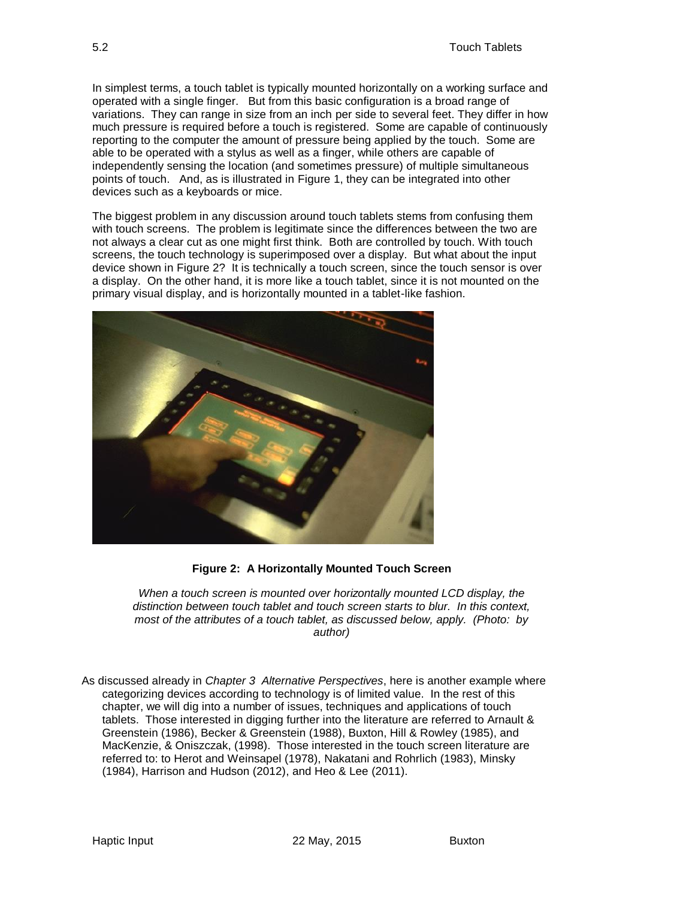In simplest terms, a touch tablet is typically mounted horizontally on a working surface and operated with a single finger. But from this basic configuration is a broad range of variations. They can range in size from an inch per side to several feet. They differ in how much pressure is required before a touch is registered. Some are capable of continuously reporting to the computer the amount of pressure being applied by the touch. Some are able to be operated with a stylus as well as a finger, while others are capable of independently sensing the location (and sometimes pressure) of multiple simultaneous points of touch. And, as is illustrated in Figure 1, they can be integrated into other devices such as a keyboards or mice.

The biggest problem in any discussion around touch tablets stems from confusing them with touch screens. The problem is legitimate since the differences between the two are not always a clear cut as one might first think. Both are controlled by touch. With touch screens, the touch technology is superimposed over a display. But what about the input device shown in Figure 2? It is technically a touch screen, since the touch sensor is over a display. On the other hand, it is more like a touch tablet, since it is not mounted on the primary visual display, and is horizontally mounted in a tablet-like fashion.

**Figure 2: A Horizontally Mounted Touch Screen**

*When a touch screen is mounted over horizontally mounted LCD display, the distinction between touch tablet and touch screen starts to blur. In this context, most of the attributes of a touch tablet, as discussed below, apply. (Photo: by author)*

As discussed already in *Chapter 3 Alternative Perspectives*, here is another example where categorizing devices according to technology is of limited value. In the rest of this chapter, we will dig into a number of issues, techniques and applications of touch tablets. Those interested in digging further into the literature are referred to Arnault & Greenstein (1986), Becker & Greenstein (1988), Buxton, Hill & Rowley (1985), and MacKenzie, & Oniszczak, (1998). Those interested in the touch screen literature are referred to: to Herot and Weinsapel (1978), Nakatani and Rohrlich (1983), Minsky (1984), Harrison and Hudson (2012), and Heo & Lee (2011).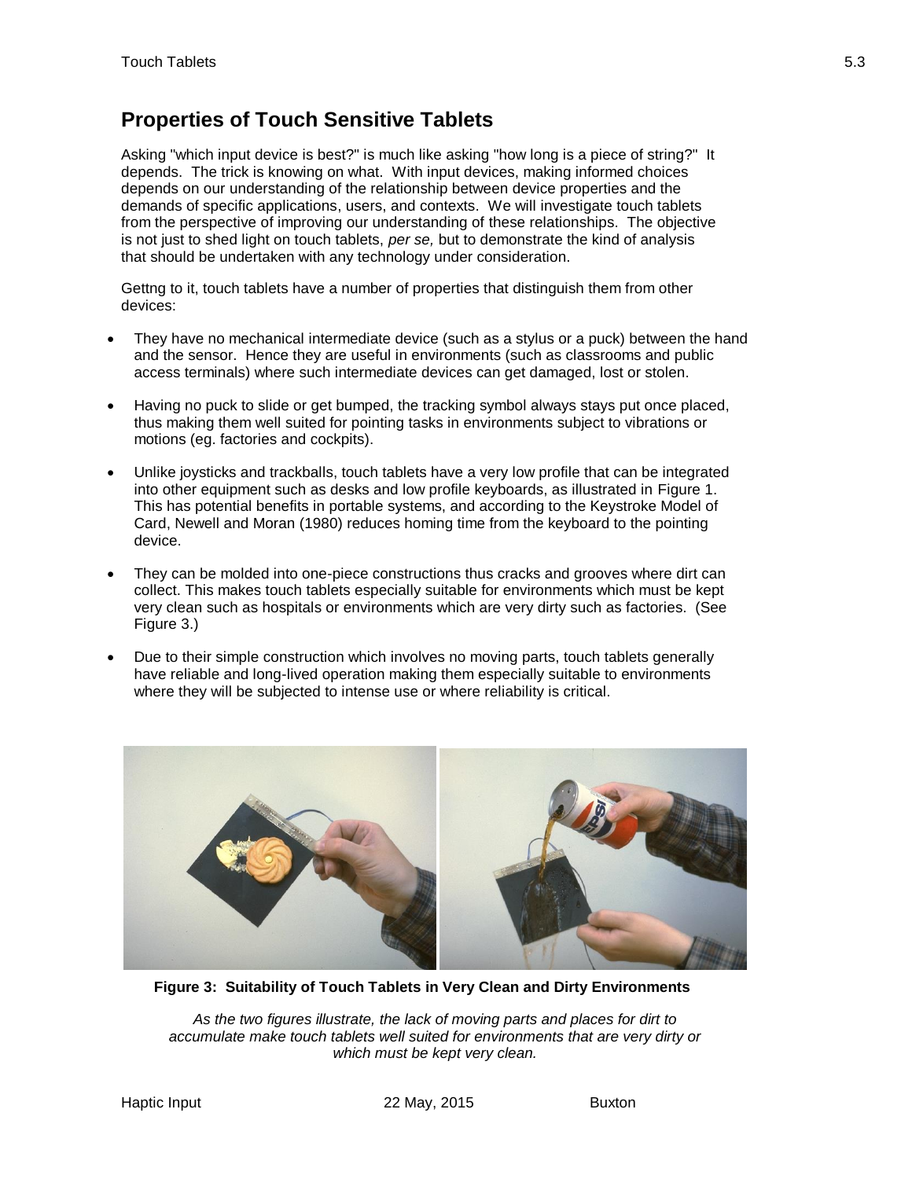## Properties of Touch Sensitive Tablets

Asking "which input device is best?" is much like asking "how long is a piece of string?" It depends. The trick is knowing on what. With input devices, making informed choices depends on our understanding of the relationship between device properties and the demands of specific applications, users, and contexts. We will investigate touch tablets from the perspective of improving our understanding of these relationships. The objective is not just to shed light on touch tablets, *per se,* but to demonstrate the kind of analysis that should be undertaken with any technology under consideration.

Gettng to it, touch tablets have a number of properties that distinguish them from other devices:

- They have no mechanical intermediate device (such as a stylus or a puck) between the hand and the sensor. Hence they are useful in environments (such as classrooms and public access terminals) where such intermediate devices can get damaged, lost or stolen.
- Having no puck to slide or get bumped, the tracking symbol always stays put once placed, thus making them well suited for pointing tasks in environments subject to vibrations or motions (eg. factories and cockpits).
- Unlike joysticks and trackballs, touch tablets have a very low profile that can be integrated into other equipment such as desks and low profile keyboards, as illustrated in Figure 1. This has potential benefits in portable systems, and according to the Keystroke Model of Card, Newell and Moran (1980) reduces homing time from the keyboard to the pointing device.
- They can be molded into one-piece constructions thus cracks and grooves where dirt can collect. This makes touch tablets especially suitable for environments which must be kept very clean such as hospitals or environments which are very dirty such as factories. (See Figure 3.)
- Due to their simple construction which involves no moving parts, touch tablets generally have reliable and long-lived operation making them especially suitable to environments where they will be subjected to intense use or where reliability is critical.

**Figure 3: Suitability of Touch Tablets in Very Clean and Dirty Environments**

*As the two figures illustrate, the lack of moving parts and places for dirt to accumulate make touch tablets well suited for environments that are very dirty or which must be kept very clean.*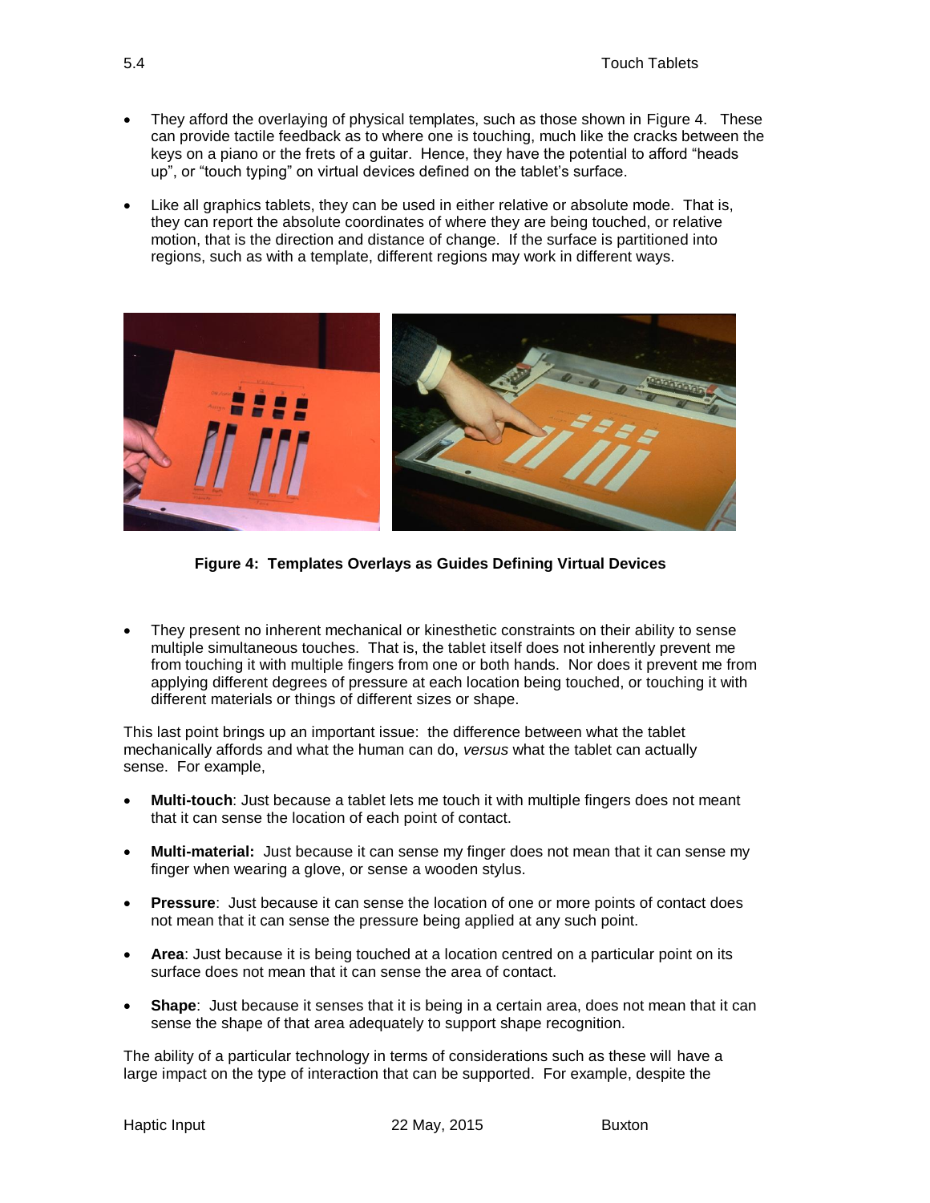- They afford the overlaying of physical templates, such as those shown in Figure 4. These can provide tactile feedback as to where one is touching, much like the cracks between the keys on a piano or the frets of a guitar. Hence, they have the potential to afford "heads up", or "touch typing" on virtual devices defined on the tablet's surface.
- Like all graphics tablets, they can be used in either relative or absolute mode. That is, they can report the absolute coordinates of where they are being touched, or relative motion, that is the direction and distance of change. If the surface is partitioned into regions, such as with a template, different regions may work in different ways.

**Figure 4: Templates Overlays as Guides Defining Virtual Devices**

- They present no inherent mechanical or kinesthetic constraints on their ability to sense multiple simultaneous touches. That is, the tablet itself does not inherently prevent me from touching it with multiple fingers from one or both hands. Nor does it prevent me from applying different degrees of pressure at each location being touched, or touching it with different materials or things of different sizes or shape.

This last point brings up an important issue: the difference between what the tablet mechanically affords and what the human can do, *versus* what the tablet can actually sense. For example,

- **Multi-touch**: Just because a tablet lets me touch it with multiple fingers does not meant that it can sense the location of each point of contact.
- **Multi-material:** Just because it can sense my finger does not mean that it can sense my finger when wearing a glove, or sense a wooden stylus.
- **Pressure**: Just because it can sense the location of one or more points of contact does not mean that it can sense the pressure being applied at any such point.
- **Area**: Just because it is being touched at a location centred on a particular point on its surface does not mean that it can sense the area of contact.
- **Shape**: Just because it senses that it is being in a certain area, does not mean that it can sense the shape of that area adequately to support shape recognition.

The ability of a particular technology in terms of considerations such as these will have a large impact on the type of interaction that can be supported. For example, despite the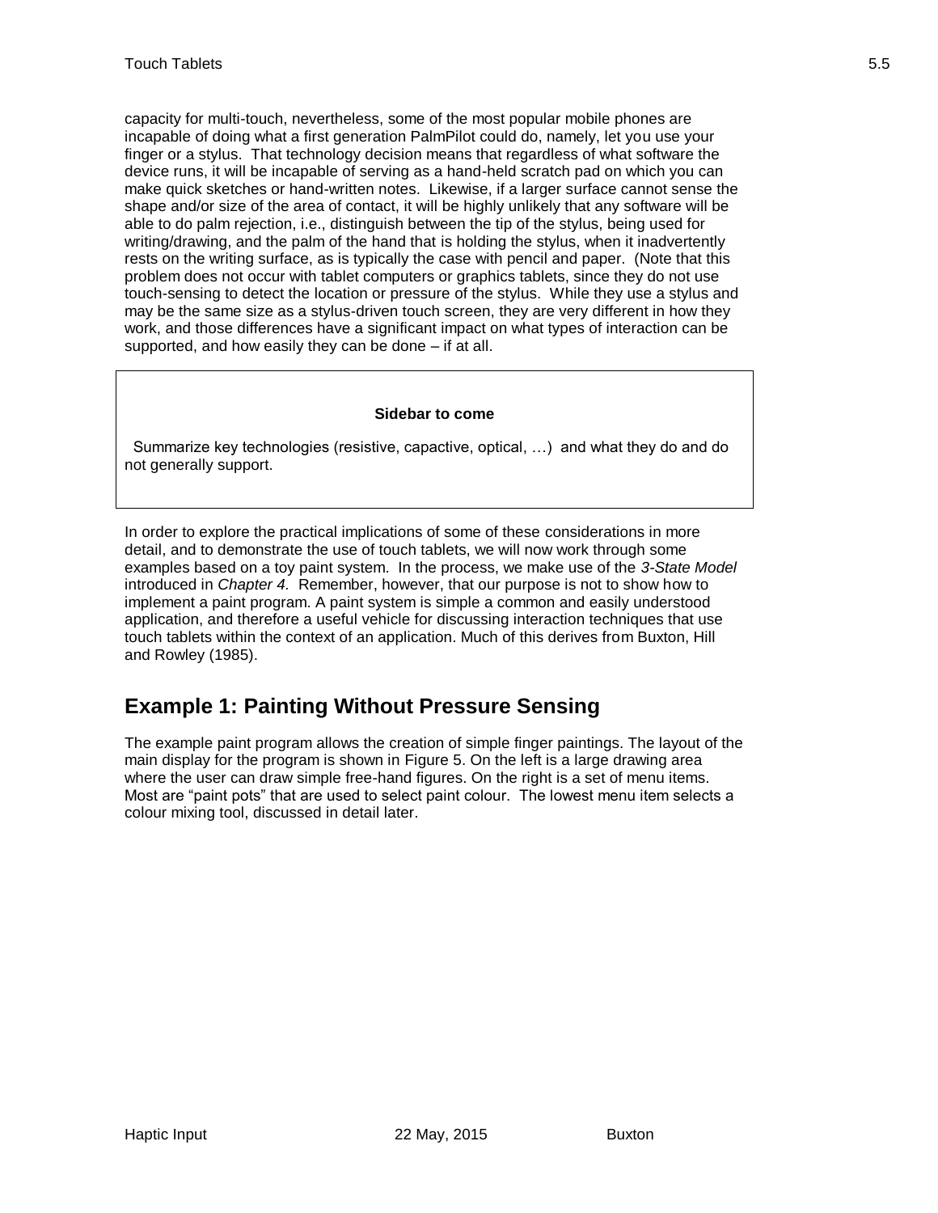capacity for multi-touch, nevertheless, some of the most popular mobile phones are incapable of doing what a first generation PalmPilot could do, namely, let you use your finger or a stylus. That technology decision means that regardless of what software the device runs, it will be incapable of serving as a hand-held scratch pad on which you can make quick sketches or hand-written notes. Likewise, if a larger surface cannot sense the shape and/or size of the area of contact, it will be highly unlikely that any software will be able to do palm rejection, i.e., distinguish between the tip of the stylus, being used for writing/drawing, and the palm of the hand that is holding the stylus, when it inadvertently rests on the writing surface, as is typically the case with pencil and paper. (Note that this problem does not occur with tablet computers or graphics tablets, since they do not use touch-sensing to detect the location or pressure of the stylus. While they use a stylus and may be the same size as a stylus-driven touch screen, they are very different in how they work, and those differences have a significant impact on what types of interaction can be supported, and how easily they can be done – if at all.

> **Sidebar to come**
>
> Summarize key technologies (resistive, capactive, optical, …) and what they do and do not generally support.

In order to explore the practical implications of some of these considerations in more detail, and to demonstrate the use of touch tablets, we will now work through some examples based on a toy paint system. In the process, we make use of the *3-State Model* introduced in *Chapter 4.* Remember, however, that our purpose is not to show how to implement a paint program. A paint system is simple a common and easily understood application, and therefore a useful vehicle for discussing interaction techniques that use touch tablets within the context of an application. Much of this derives from Buxton, Hill and Rowley (1985).

## Example 1: Painting Without Pressure Sensing

The example paint program allows the creation of simple finger paintings. The layout of the main display for the program is shown in Figure 5. On the left is a large drawing area where the user can draw simple free-hand figures. On the right is a set of menu items. Most are "paint pots" that are used to select paint colour. The lowest menu item selects a colour mixing tool, discussed in detail later.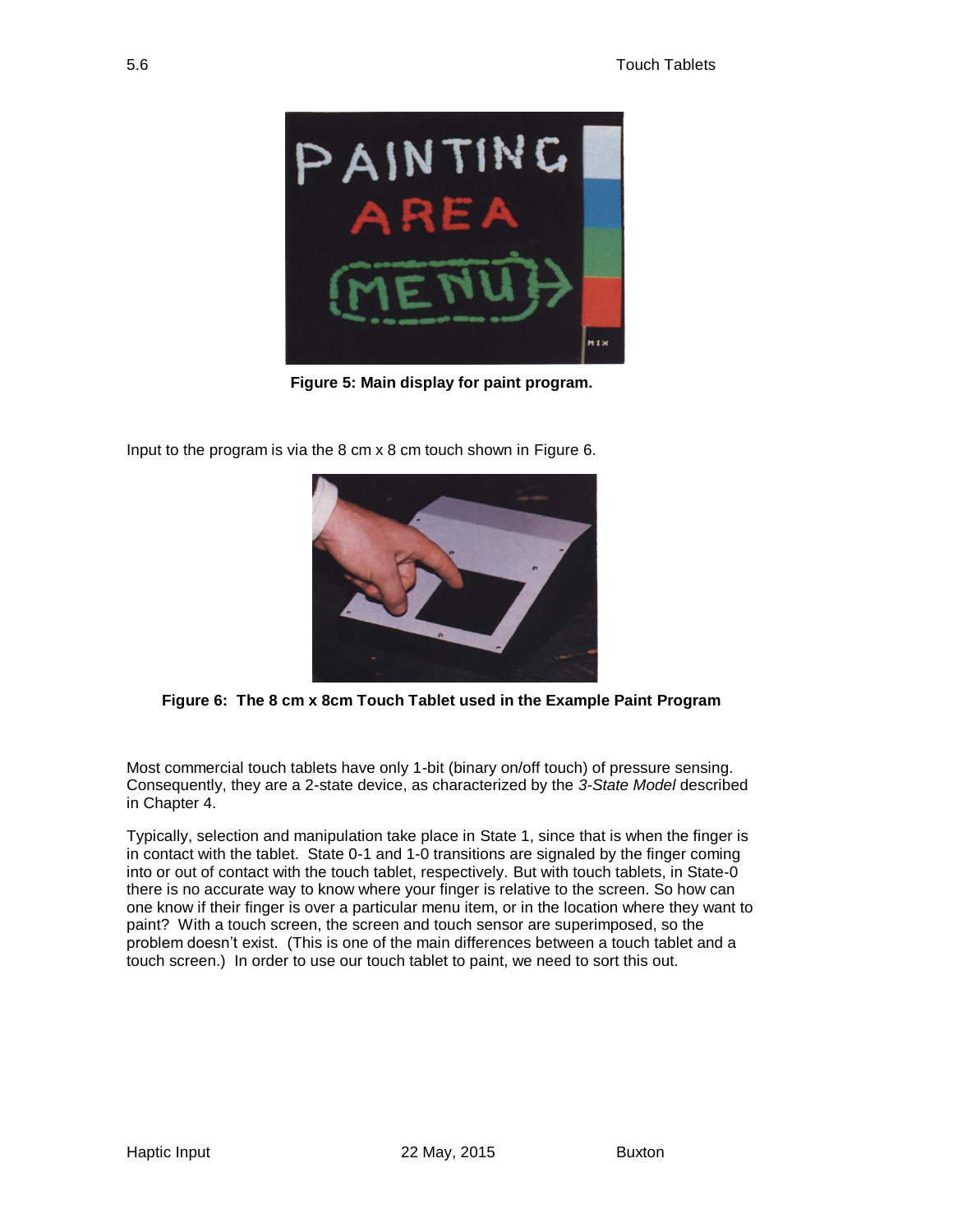Figure 5: Main display for paint program.

Input to the program is via the 8 cm x 8 cm touch shown in Figure 6.

Figure 6: The 8 cm x 8cm Touch Tablet used in the Example Paint Program

Most commercial touch tablets have only 1-bit (binary on/off touch) of pressure sensing. Consequently, they are a 2-state device, as characterized by the *3-State Model* described in Chapter 4.

Typically, selection and manipulation take place in State 1, since that is when the finger is in contact with the tablet. State 0-1 and 1-0 transitions are signaled by the finger coming into or out of contact with the touch tablet, respectively. But with touch tablets, in State-0 there is no accurate way to know where your finger is relative to the screen. So how can one know if their finger is over a particular menu item, or in the location where they want to paint? With a touch screen, the screen and touch sensor are superimposed, so the problem doesn't exist. (This is one of the main differences between a touch tablet and a touch screen.) In order to use our touch tablet to paint, we need to sort this out.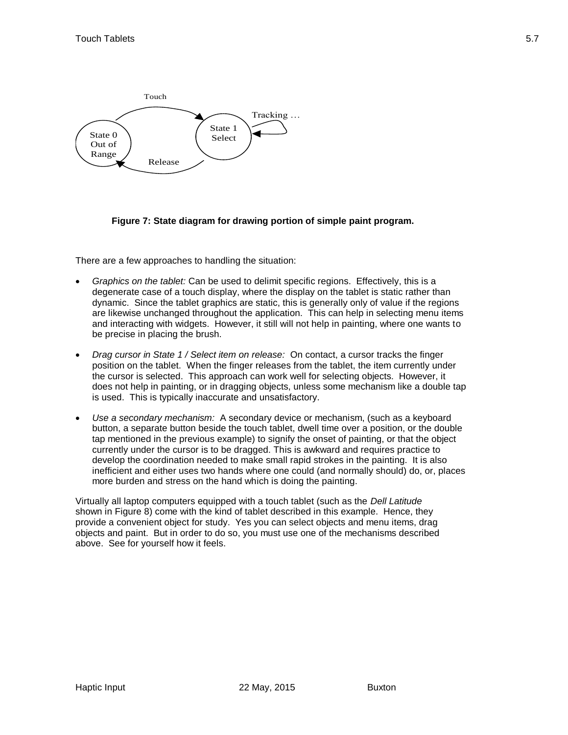**Figure 7: State diagram for drawing portion of simple paint program.**

There are a few approaches to handling the situation:

- *Graphics on the tablet:* Can be used to delimit specific regions. Effectively, this is a degenerate case of a touch display, where the display on the tablet is static rather than dynamic. Since the tablet graphics are static, this is generally only of value if the regions are likewise unchanged throughout the application. This can help in selecting menu items and interacting with widgets. However, it still will not help in painting, where one wants to be precise in placing the brush.

- *Drag cursor in State 1 / Select item on release:* On contact, a cursor tracks the finger position on the tablet. When the finger releases from the tablet, the item currently under the cursor is selected. This approach can work well for selecting objects. However, it does not help in painting, or in dragging objects, unless some mechanism like a double tap is used. This is typically inaccurate and unsatisfactory.

- *Use a secondary mechanism:* A secondary device or mechanism, (such as a keyboard button, a separate button beside the touch tablet, dwell time over a position, or the double tap mentioned in the previous example) to signify the onset of painting, or that the object currently under the cursor is to be dragged. This is awkward and requires practice to develop the coordination needed to make small rapid strokes in the painting. It is also inefficient and either uses two hands where one could (and normally should) do, or, places more burden and stress on the hand which is doing the painting.

Virtually all laptop computers equipped with a touch tablet (such as the *Dell Latitude* shown in Figure 8) come with the kind of tablet described in this example. Hence, they provide a convenient object for study. Yes you can select objects and menu items, drag objects and paint. But in order to do so, you must use one of the mechanisms described above. See for yourself how it feels.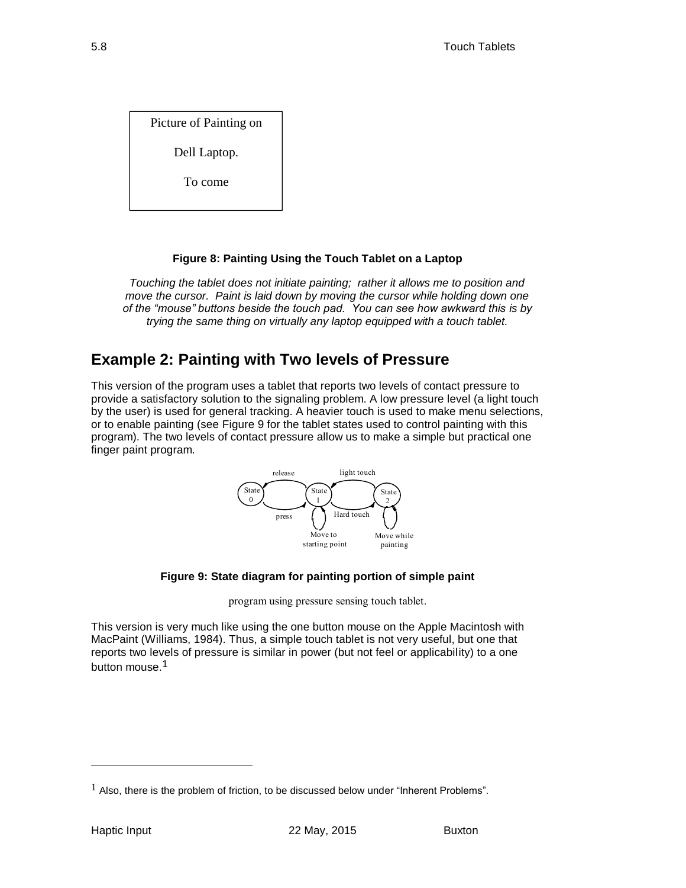Picture of Painting on

Dell Laptop.

To come

**Figure 8: Painting Using the Touch Tablet on a Laptop**

*Touching the tablet does not initiate painting; rather it allows me to position and move the cursor. Paint is laid down by moving the cursor while holding down one of the "mouse" buttons beside the touch pad. You can see how awkward this is by trying the same thing on virtually any laptop equipped with a touch tablet.*

## Example 2: Painting with Two levels of Pressure

This version of the program uses a tablet that reports two levels of contact pressure to provide a satisfactory solution to the signaling problem. A low pressure level (a light touch by the user) is used for general tracking. A heavier touch is used to make menu selections, or to enable painting (see Figure 9 for the tablet states used to control painting with this program). The two levels of contact pressure allow us to make a simple but practical one finger paint program.

**Figure 9: State diagram for painting portion of simple paint**

program using pressure sensing touch tablet.

This version is very much like using the one button mouse on the Apple Macintosh with MacPaint (Williams, 1984). Thus, a simple touch tablet is not very useful, but one that reports two levels of pressure is similar in power (but not feel or applicability) to a one button mouse.[1]

---

[1] Also, there is the problem of friction, to be discussed below under "Inherent Problems".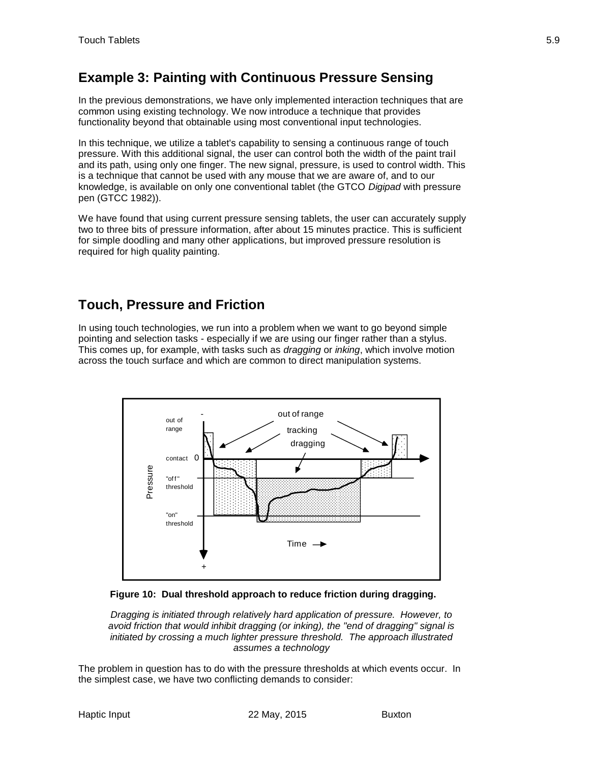## Example 3: Painting with Continuous Pressure Sensing

In the previous demonstrations, we have only implemented interaction techniques that are common using existing technology. We now introduce a technique that provides functionality beyond that obtainable using most conventional input technologies.

In this technique, we utilize a tablet's capability to sensing a continuous range of touch pressure. With this additional signal, the user can control both the width of the paint trail and its path, using only one finger. The new signal, pressure, is used to control width. This is a technique that cannot be used with any mouse that we are aware of, and to our knowledge, is available on only one conventional tablet (the GTCO *Digipad* with pressure pen (GTCC 1982)).

We have found that using current pressure sensing tablets, the user can accurately supply two to three bits of pressure information, after about 15 minutes practice. This is sufficient for simple doodling and many other applications, but improved pressure resolution is required for high quality painting.

## Touch, Pressure and Friction

In using touch technologies, we run into a problem when we want to go beyond simple pointing and selection tasks - especially if we are using our finger rather than a stylus. This comes up, for example, with tasks such as *dragging* or *inking*, which involve motion across the touch surface and which are common to direct manipulation systems.

**Figure 10: Dual threshold approach to reduce friction during dragging.**

*Dragging is initiated through relatively hard application of pressure. However, to avoid friction that would inhibit dragging (or inking), the "end of dragging" signal is initiated by crossing a much lighter pressure threshold. The approach illustrated assumes a technology*

The problem in question has to do with the pressure thresholds at which events occur. In the simplest case, we have two conflicting demands to consider: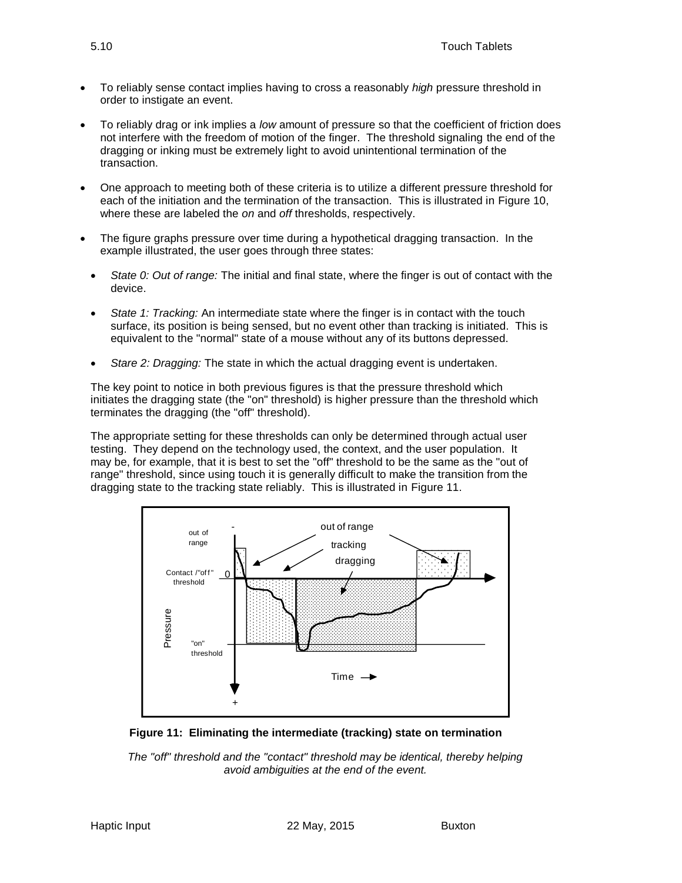- To reliably sense contact implies having to cross a reasonably *high* pressure threshold in order to instigate an event.

- To reliably drag or ink implies a *low* amount of pressure so that the coefficient of friction does not interfere with the freedom of motion of the finger. The threshold signaling the end of the dragging or inking must be extremely light to avoid unintentional termination of the transaction.

- One approach to meeting both of these criteria is to utilize a different pressure threshold for each of the initiation and the termination of the transaction. This is illustrated in Figure 10, where these are labeled the *on* and *off* thresholds, respectively.

- The figure graphs pressure over time during a hypothetical dragging transaction. In the example illustrated, the user goes through three states:

  - *State 0: Out of range:* The initial and final state, where the finger is out of contact with the device.

  - *State 1: Tracking:* An intermediate state where the finger is in contact with the touch surface, its position is being sensed, but no event other than tracking is initiated. This is equivalent to the "normal" state of a mouse without any of its buttons depressed.

  - *Stare 2: Dragging:* The state in which the actual dragging event is undertaken.

The key point to notice in both previous figures is that the pressure threshold which initiates the dragging state (the "on" threshold) is higher pressure than the threshold which terminates the dragging (the "off" threshold).

The appropriate setting for these thresholds can only be determined through actual user testing. They depend on the technology used, the context, and the user population. It may be, for example, that it is best to set the "off" threshold to be the same as the "out of range" threshold, since using touch it is generally difficult to make the transition from the dragging state to the tracking state reliably. This is illustrated in Figure 11.

**Figure 11: Eliminating the intermediate (tracking) state on termination**

*The "off" threshold and the "contact" threshold may be identical, thereby helping avoid ambiguities at the end of the event.*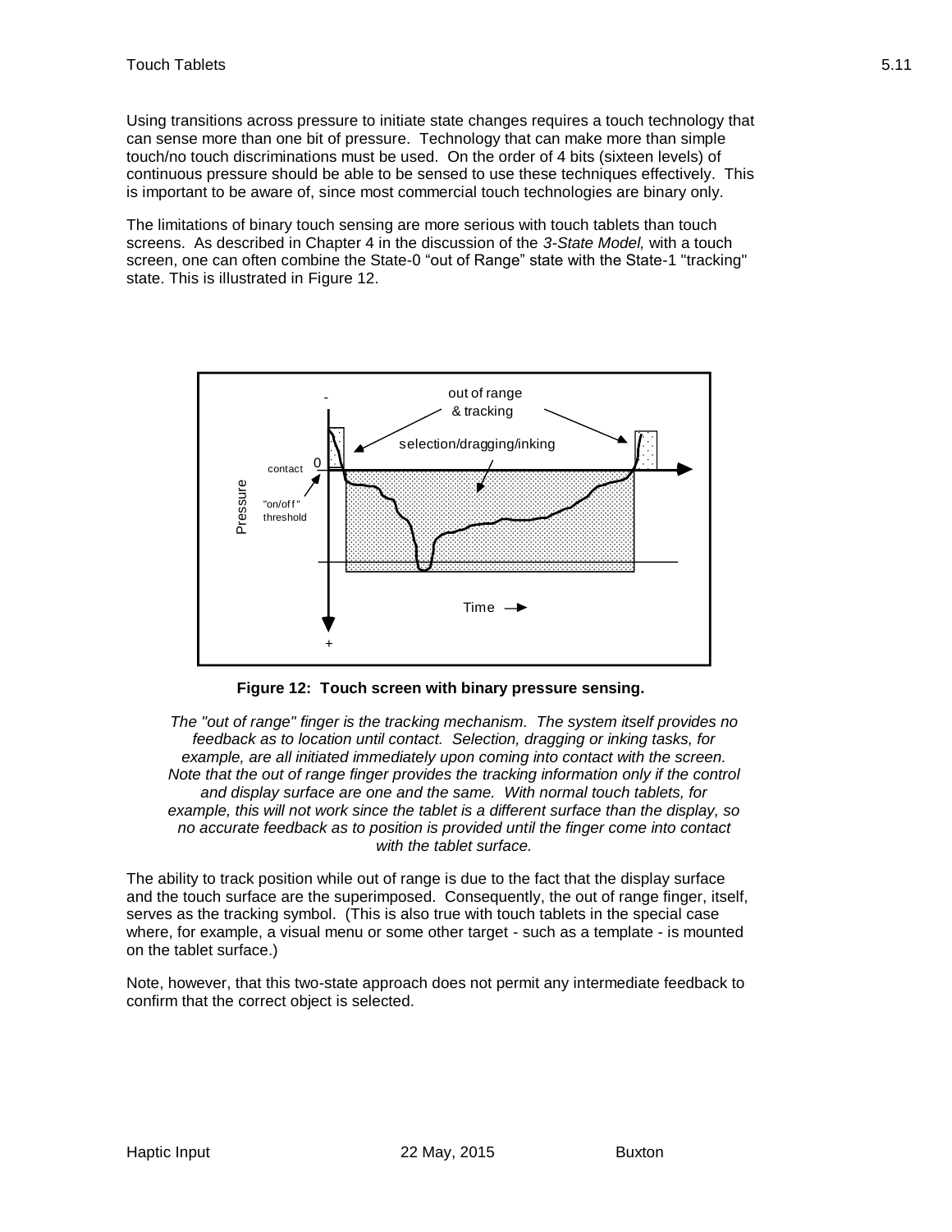Using transitions across pressure to initiate state changes requires a touch technology that can sense more than one bit of pressure. Technology that can make more than simple touch/no touch discriminations must be used. On the order of 4 bits (sixteen levels) of continuous pressure should be able to be sensed to use these techniques effectively. This is important to be aware of, since most commercial touch technologies are binary only.

The limitations of binary touch sensing are more serious with touch tablets than touch screens. As described in Chapter 4 in the discussion of the *3-State Model,* with a touch screen, one can often combine the State-0 "out of Range" state with the State-1 "tracking" state. This is illustrated in Figure 12.

**Figure 12: Touch screen with binary pressure sensing.**

*The "out of range" finger is the tracking mechanism. The system itself provides no feedback as to location until contact. Selection, dragging or inking tasks, for example, are all initiated immediately upon coming into contact with the screen. Note that the out of range finger provides the tracking information only if the control and display surface are one and the same. With normal touch tablets, for example, this will not work since the tablet is a different surface than the display, so no accurate feedback as to position is provided until the finger come into contact with the tablet surface.*

The ability to track position while out of range is due to the fact that the display surface and the touch surface are the superimposed. Consequently, the out of range finger, itself, serves as the tracking symbol. (This is also true with touch tablets in the special case where, for example, a visual menu or some other target - such as a template - is mounted on the tablet surface.)

Note, however, that this two-state approach does not permit any intermediate feedback to confirm that the correct object is selected.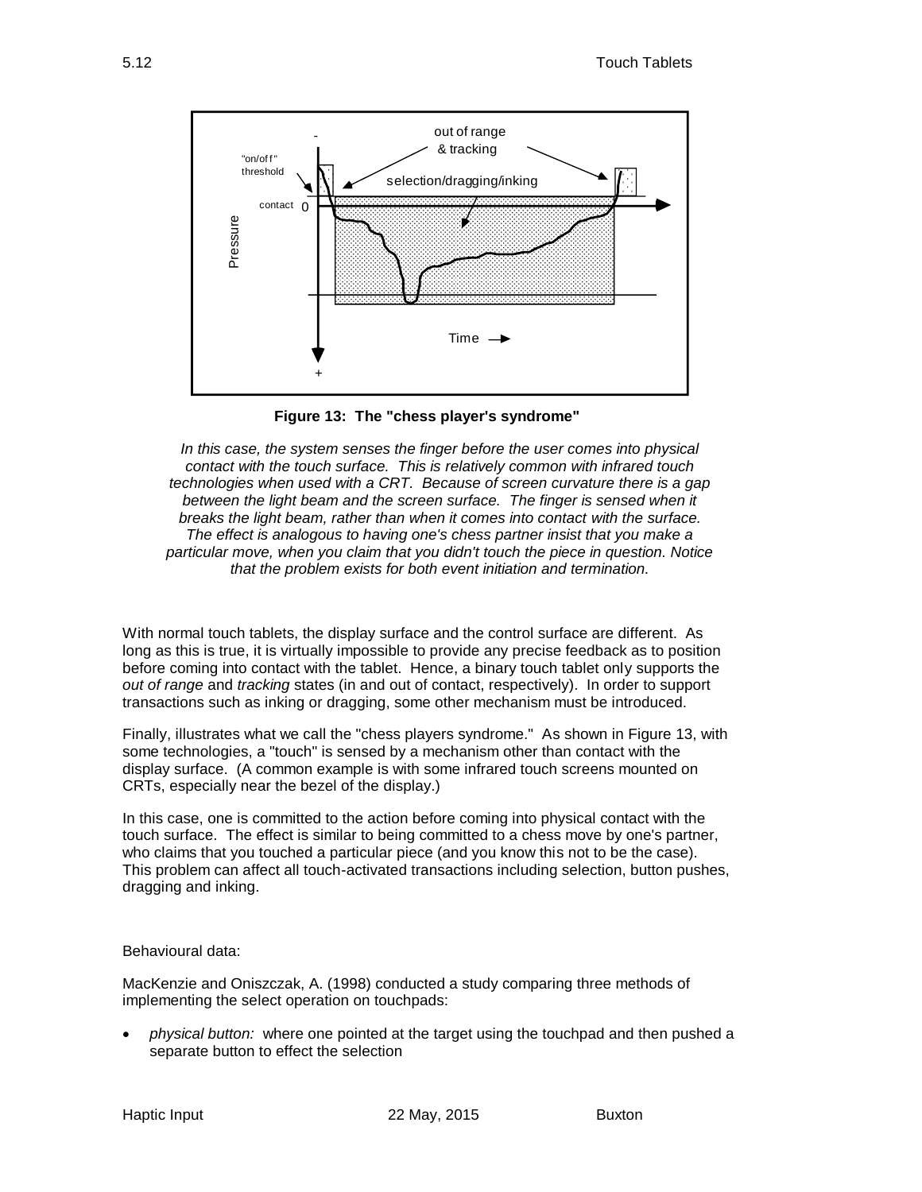**Figure 13: The "chess player's syndrome"**

*In this case, the system senses the finger before the user comes into physical contact with the touch surface. This is relatively common with infrared touch technologies when used with a CRT. Because of screen curvature there is a gap between the light beam and the screen surface. The finger is sensed when it breaks the light beam, rather than when it comes into contact with the surface. The effect is analogous to having one's chess partner insist that you make a particular move, when you claim that you didn't touch the piece in question. Notice that the problem exists for both event initiation and termination.*

With normal touch tablets, the display surface and the control surface are different. As long as this is true, it is virtually impossible to provide any precise feedback as to position before coming into contact with the tablet. Hence, a binary touch tablet only supports the *out of range* and *tracking* states (in and out of contact, respectively). In order to support transactions such as inking or dragging, some other mechanism must be introduced.

Finally, illustrates what we call the "chess players syndrome." As shown in Figure 13, with some technologies, a "touch" is sensed by a mechanism other than contact with the display surface. (A common example is with some infrared touch screens mounted on CRTs, especially near the bezel of the display.)

In this case, one is committed to the action before coming into physical contact with the touch surface. The effect is similar to being committed to a chess move by one's partner, who claims that you touched a particular piece (and you know this not to be the case). This problem can affect all touch-activated transactions including selection, button pushes, dragging and inking.

Behavioural data:

MacKenzie and Oniszczak, A. (1998) conducted a study comparing three methods of implementing the select operation on touchpads:

- *physical button:* where one pointed at the target using the touchpad and then pushed a separate button to effect the selection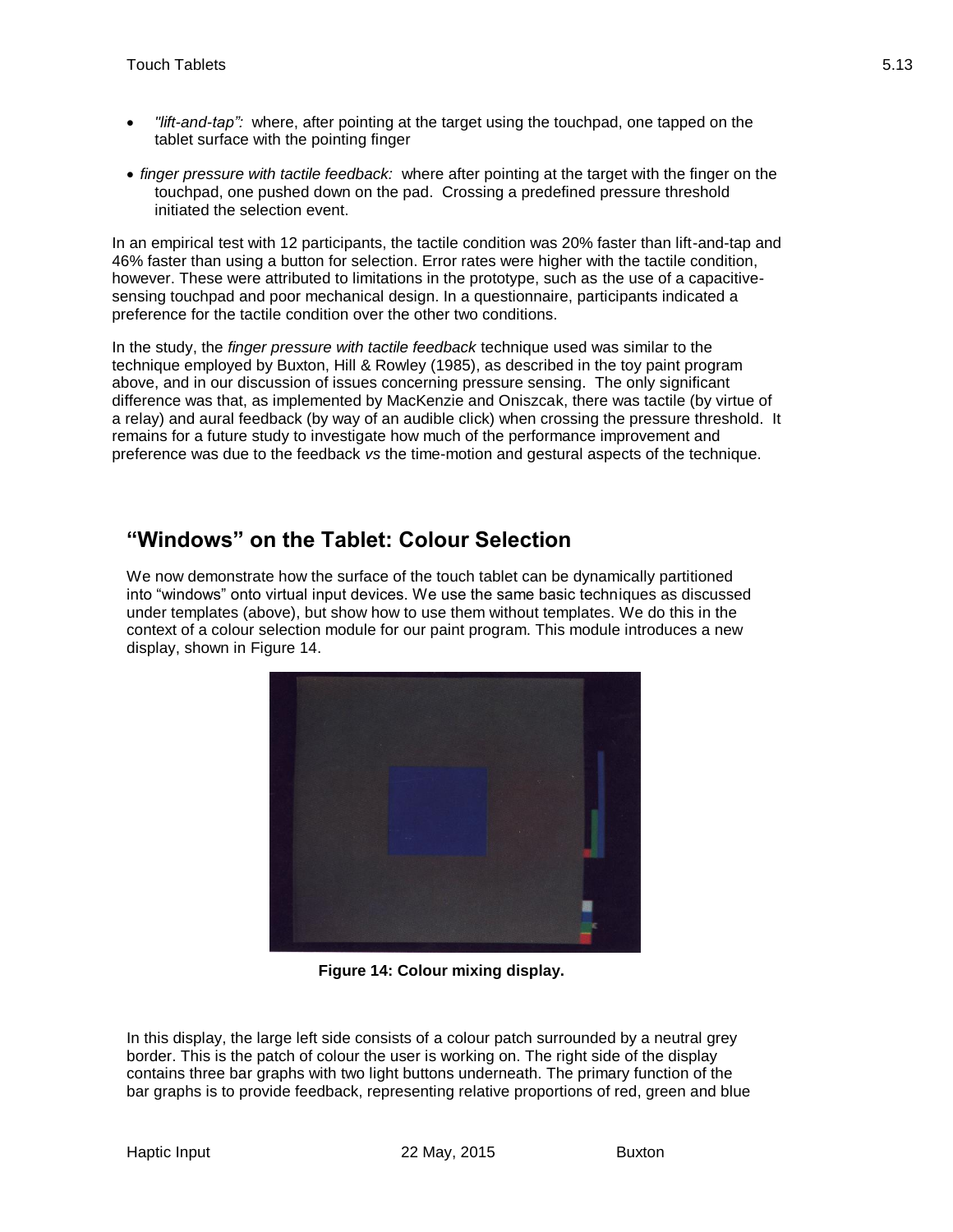- *"lift-and-tap":* where, after pointing at the target using the touchpad, one tapped on the tablet surface with the pointing finger
- *finger pressure with tactile feedback:* where after pointing at the target with the finger on the touchpad, one pushed down on the pad. Crossing a predefined pressure threshold initiated the selection event.

In an empirical test with 12 participants, the tactile condition was 20% faster than lift-and-tap and 46% faster than using a button for selection. Error rates were higher with the tactile condition, however. These were attributed to limitations in the prototype, such as the use of a capacitive-sensing touchpad and poor mechanical design. In a questionnaire, participants indicated a preference for the tactile condition over the other two conditions.

In the study, the *finger pressure with tactile feedback* technique used was similar to the technique employed by Buxton, Hill & Rowley (1985), as described in the toy paint program above, and in our discussion of issues concerning pressure sensing. The only significant difference was that, as implemented by MacKenzie and Oniszcak, there was tactile (by virtue of a relay) and aural feedback (by way of an audible click) when crossing the pressure threshold. It remains for a future study to investigate how much of the performance improvement and preference was due to the feedback *vs* the time-motion and gestural aspects of the technique.

## "Windows" on the Tablet: Colour Selection

We now demonstrate how the surface of the touch tablet can be dynamically partitioned into "windows" onto virtual input devices. We use the same basic techniques as discussed under templates (above), but show how to use them without templates. We do this in the context of a colour selection module for our paint program. This module introduces a new display, shown in Figure 14.

**Figure 14: Colour mixing display.**

In this display, the large left side consists of a colour patch surrounded by a neutral grey border. This is the patch of colour the user is working on. The right side of the display contains three bar graphs with two light buttons underneath. The primary function of the bar graphs is to provide feedback, representing relative proportions of red, green and blue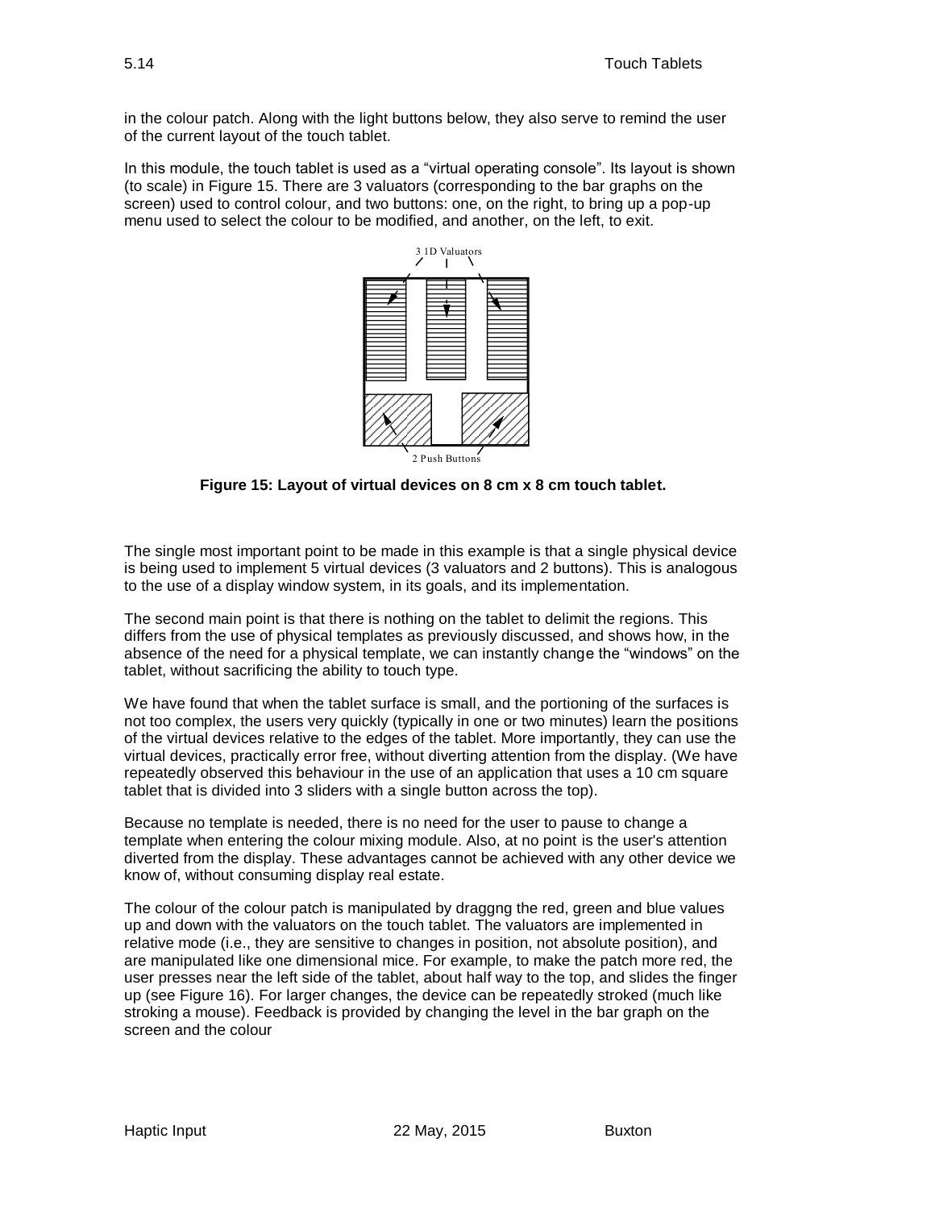in the colour patch. Along with the light buttons below, they also serve to remind the user of the current layout of the touch tablet.

In this module, the touch tablet is used as a "virtual operating console". Its layout is shown (to scale) in Figure 15. There are 3 valuators (corresponding to the bar graphs on the screen) used to control colour, and two buttons: one, on the right, to bring up a pop-up menu used to select the colour to be modified, and another, on the left, to exit.

3 1D Valuators

2 Push Buttons

**Figure 15: Layout of virtual devices on 8 cm x 8 cm touch tablet.**

The single most important point to be made in this example is that a single physical device is being used to implement 5 virtual devices (3 valuators and 2 buttons). This is analogous to the use of a display window system, in its goals, and its implementation.

The second main point is that there is nothing on the tablet to delimit the regions. This differs from the use of physical templates as previously discussed, and shows how, in the absence of the need for a physical template, we can instantly change the "windows" on the tablet, without sacrificing the ability to touch type.

We have found that when the tablet surface is small, and the portioning of the surfaces is not too complex, the users very quickly (typically in one or two minutes) learn the positions of the virtual devices relative to the edges of the tablet. More importantly, they can use the virtual devices, practically error free, without diverting attention from the display. (We have repeatedly observed this behaviour in the use of an application that uses a 10 cm square tablet that is divided into 3 sliders with a single button across the top).

Because no template is needed, there is no need for the user to pause to change a template when entering the colour mixing module. Also, at no point is the user's attention diverted from the display. These advantages cannot be achieved with any other device we know of, without consuming display real estate.

The colour of the colour patch is manipulated by draggng the red, green and blue values up and down with the valuators on the touch tablet. The valuators are implemented in relative mode (i.e., they are sensitive to changes in position, not absolute position), and are manipulated like one dimensional mice. For example, to make the patch more red, the user presses near the left side of the tablet, about half way to the top, and slides the finger up (see Figure 16). For larger changes, the device can be repeatedly stroked (much like stroking a mouse). Feedback is provided by changing the level in the bar graph on the screen and the colour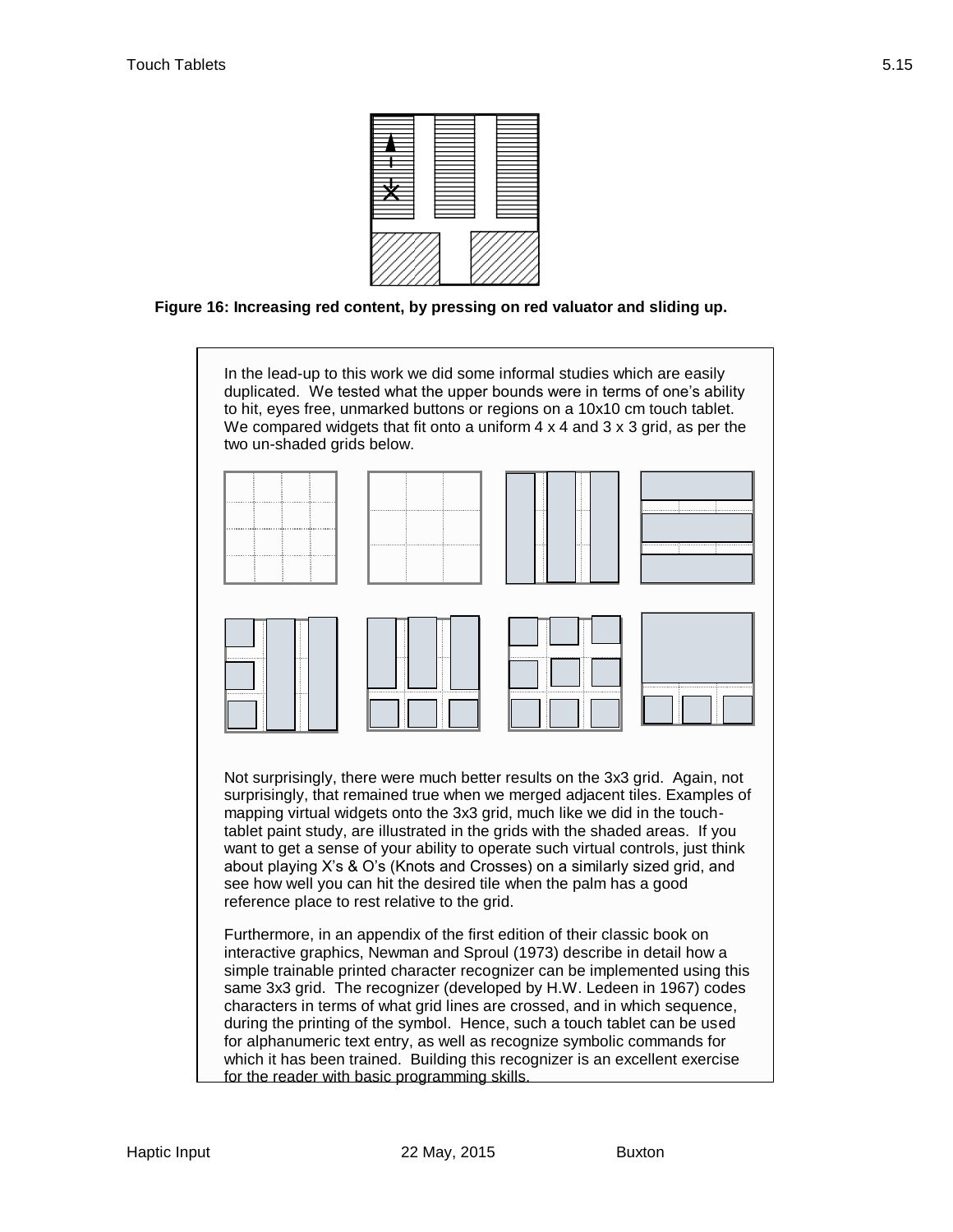**Figure 16: Increasing red content, by pressing on red valuator and sliding up.**

In the lead-up to this work we did some informal studies which are easily duplicated. We tested what the upper bounds were in terms of one's ability to hit, eyes free, unmarked buttons or regions on a 10x10 cm touch tablet. We compared widgets that fit onto a uniform 4 x 4 and 3 x 3 grid, as per the two un-shaded grids below.

Not surprisingly, there were much better results on the 3x3 grid. Again, not surprisingly, that remained true when we merged adjacent tiles. Examples of mapping virtual widgets onto the 3x3 grid, much like we did in the touch-tablet paint study, are illustrated in the grids with the shaded areas. If you want to get a sense of your ability to operate such virtual controls, just think about playing X's & O's (Knots and Crosses) on a similarly sized grid, and see how well you can hit the desired tile when the palm has a good reference place to rest relative to the grid.

Furthermore, in an appendix of the first edition of their classic book on interactive graphics, Newman and Sproul (1973) describe in detail how a simple trainable printed character recognizer can be implemented using this same 3x3 grid. The recognizer (developed by H.W. Ledeen in 1967) codes characters in terms of what grid lines are crossed, and in which sequence, during the printing of the symbol. Hence, such a touch tablet can be used for alphanumeric text entry, as well as recognize symbolic commands for which it has been trained. Building this recognizer is an excellent exercise for the reader with basic programming skills.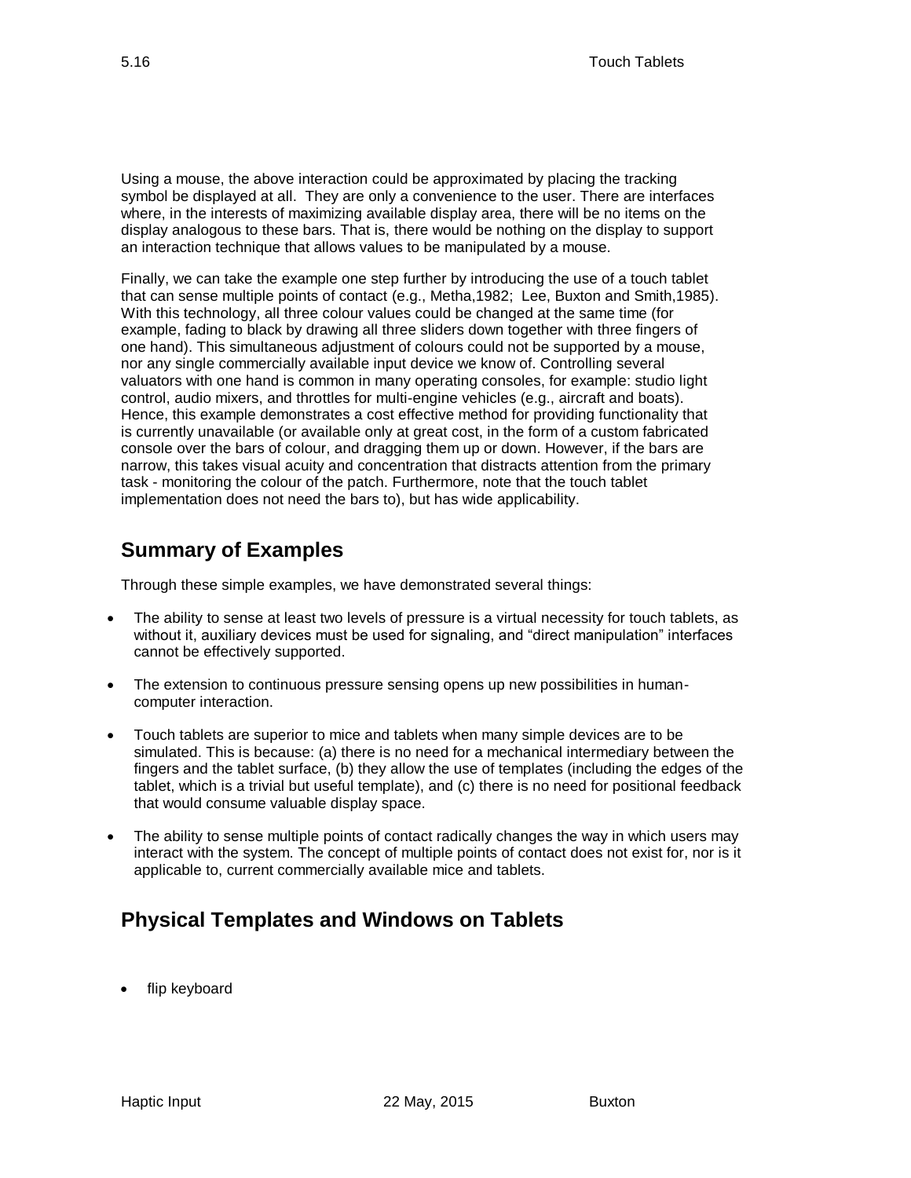Using a mouse, the above interaction could be approximated by placing the tracking symbol be displayed at all. They are only a convenience to the user. There are interfaces where, in the interests of maximizing available display area, there will be no items on the display analogous to these bars. That is, there would be nothing on the display to support an interaction technique that allows values to be manipulated by a mouse.

Finally, we can take the example one step further by introducing the use of a touch tablet that can sense multiple points of contact (e.g., Metha,1982; Lee, Buxton and Smith,1985). With this technology, all three colour values could be changed at the same time (for example, fading to black by drawing all three sliders down together with three fingers of one hand). This simultaneous adjustment of colours could not be supported by a mouse, nor any single commercially available input device we know of. Controlling several valuators with one hand is common in many operating consoles, for example: studio light control, audio mixers, and throttles for multi-engine vehicles (e.g., aircraft and boats). Hence, this example demonstrates a cost effective method for providing functionality that is currently unavailable (or available only at great cost, in the form of a custom fabricated console over the bars of colour, and dragging them up or down. However, if the bars are narrow, this takes visual acuity and concentration that distracts attention from the primary task - monitoring the colour of the patch. Furthermore, note that the touch tablet implementation does not need the bars to), but has wide applicability.

## Summary of Examples

Through these simple examples, we have demonstrated several things:

- The ability to sense at least two levels of pressure is a virtual necessity for touch tablets, as without it, auxiliary devices must be used for signaling, and "direct manipulation" interfaces cannot be effectively supported.
- The extension to continuous pressure sensing opens up new possibilities in human-computer interaction.
- Touch tablets are superior to mice and tablets when many simple devices are to be simulated. This is because: (a) there is no need for a mechanical intermediary between the fingers and the tablet surface, (b) they allow the use of templates (including the edges of the tablet, which is a trivial but useful template), and (c) there is no need for positional feedback that would consume valuable display space.
- The ability to sense multiple points of contact radically changes the way in which users may interact with the system. The concept of multiple points of contact does not exist for, nor is it applicable to, current commercially available mice and tablets.

## Physical Templates and Windows on Tablets

- flip keyboard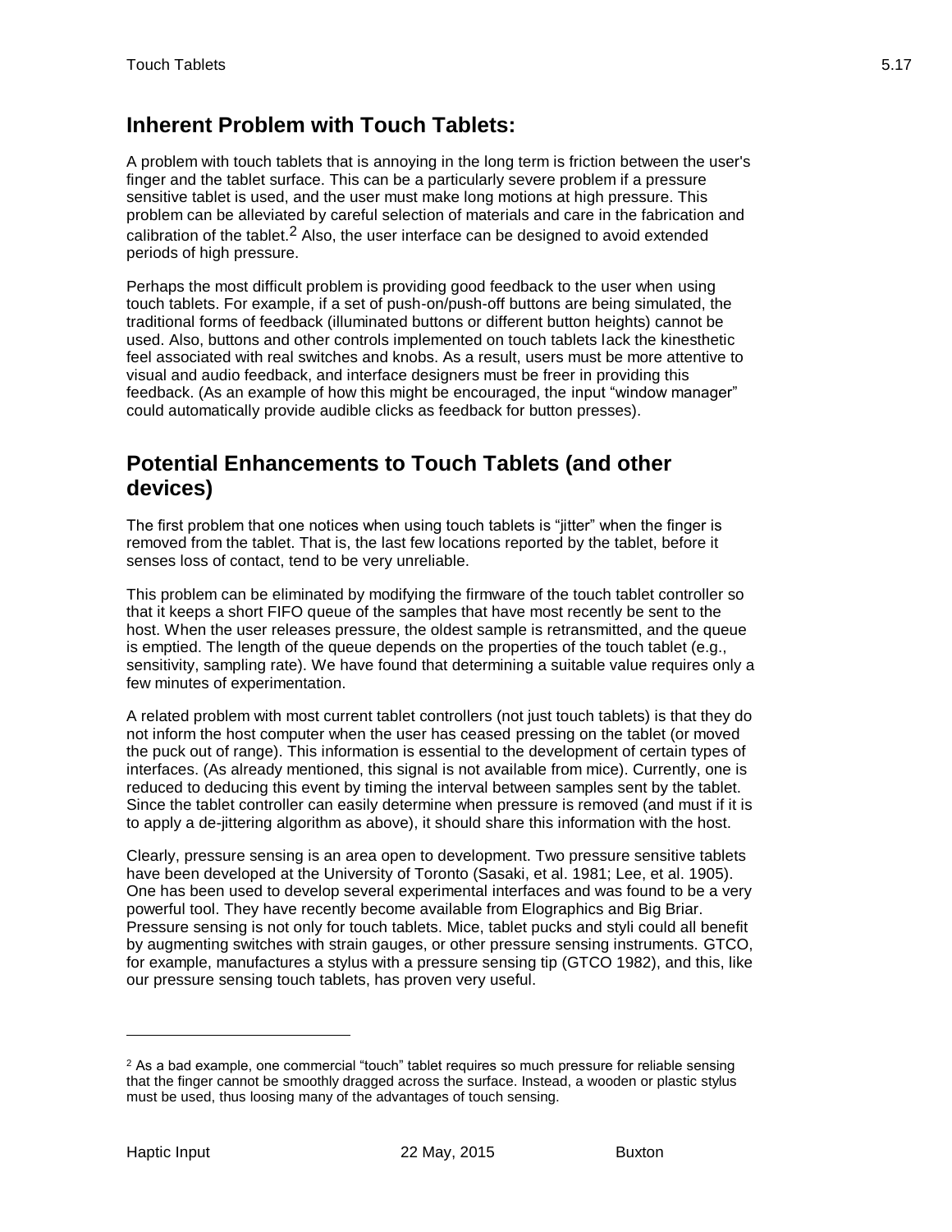## Inherent Problem with Touch Tablets:

A problem with touch tablets that is annoying in the long term is friction between the user's finger and the tablet surface. This can be a particularly severe problem if a pressure sensitive tablet is used, and the user must make long motions at high pressure. This problem can be alleviated by careful selection of materials and care in the fabrication and calibration of the tablet.[2] Also, the user interface can be designed to avoid extended periods of high pressure.

Perhaps the most difficult problem is providing good feedback to the user when using touch tablets. For example, if a set of push-on/push-off buttons are being simulated, the traditional forms of feedback (illuminated buttons or different button heights) cannot be used. Also, buttons and other controls implemented on touch tablets lack the kinesthetic feel associated with real switches and knobs. As a result, users must be more attentive to visual and audio feedback, and interface designers must be freer in providing this feedback. (As an example of how this might be encouraged, the input "window manager" could automatically provide audible clicks as feedback for button presses).

## Potential Enhancements to Touch Tablets (and other devices)

The first problem that one notices when using touch tablets is "jitter" when the finger is removed from the tablet. That is, the last few locations reported by the tablet, before it senses loss of contact, tend to be very unreliable.

This problem can be eliminated by modifying the firmware of the touch tablet controller so that it keeps a short FIFO queue of the samples that have most recently be sent to the host. When the user releases pressure, the oldest sample is retransmitted, and the queue is emptied. The length of the queue depends on the properties of the touch tablet (e.g., sensitivity, sampling rate). We have found that determining a suitable value requires only a few minutes of experimentation.

A related problem with most current tablet controllers (not just touch tablets) is that they do not inform the host computer when the user has ceased pressing on the tablet (or moved the puck out of range). This information is essential to the development of certain types of interfaces. (As already mentioned, this signal is not available from mice). Currently, one is reduced to deducing this event by timing the interval between samples sent by the tablet. Since the tablet controller can easily determine when pressure is removed (and must if it is to apply a de-jittering algorithm as above), it should share this information with the host.

Clearly, pressure sensing is an area open to development. Two pressure sensitive tablets have been developed at the University of Toronto (Sasaki, et al. 1981; Lee, et al. 1905). One has been used to develop several experimental interfaces and was found to be a very powerful tool. They have recently become available from Elographics and Big Briar. Pressure sensing is not only for touch tablets. Mice, tablet pucks and styli could all benefit by augmenting switches with strain gauges, or other pressure sensing instruments. GTCO, for example, manufactures a stylus with a pressure sensing tip (GTCO 1982), and this, like our pressure sensing touch tablets, has proven very useful.

---

[2] As a bad example, one commercial "touch" tablet requires so much pressure for reliable sensing that the finger cannot be smoothly dragged across the surface. Instead, a wooden or plastic stylus must be used, thus loosing many of the advantages of touch sensing.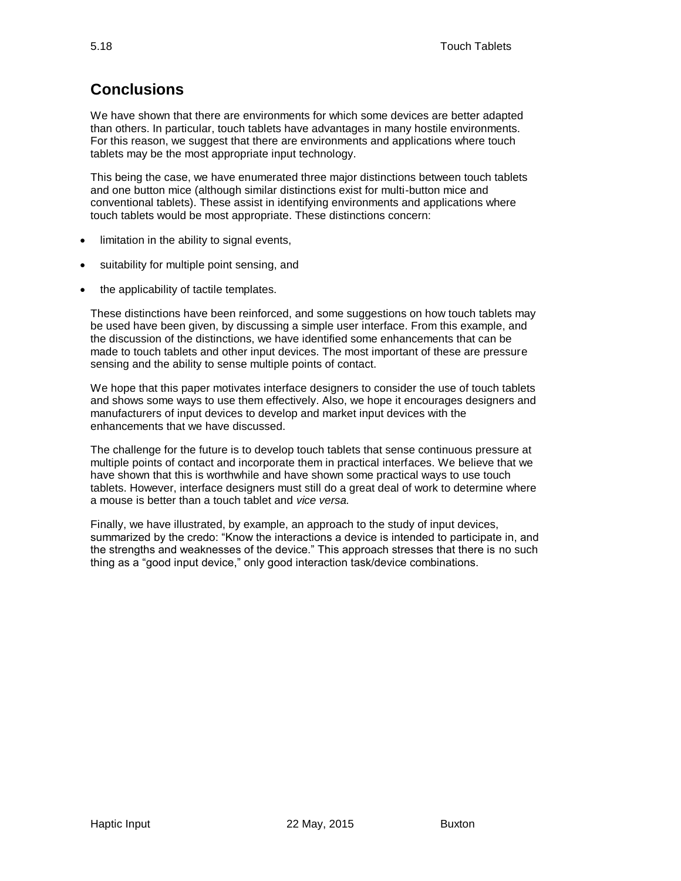## Conclusions

We have shown that there are environments for which some devices are better adapted than others. In particular, touch tablets have advantages in many hostile environments. For this reason, we suggest that there are environments and applications where touch tablets may be the most appropriate input technology.

This being the case, we have enumerated three major distinctions between touch tablets and one button mice (although similar distinctions exist for multi-button mice and conventional tablets). These assist in identifying environments and applications where touch tablets would be most appropriate. These distinctions concern:

- limitation in the ability to signal events,
- suitability for multiple point sensing, and
- the applicability of tactile templates.

These distinctions have been reinforced, and some suggestions on how touch tablets may be used have been given, by discussing a simple user interface. From this example, and the discussion of the distinctions, we have identified some enhancements that can be made to touch tablets and other input devices. The most important of these are pressure sensing and the ability to sense multiple points of contact.

We hope that this paper motivates interface designers to consider the use of touch tablets and shows some ways to use them effectively. Also, we hope it encourages designers and manufacturers of input devices to develop and market input devices with the enhancements that we have discussed.

The challenge for the future is to develop touch tablets that sense continuous pressure at multiple points of contact and incorporate them in practical interfaces. We believe that we have shown that this is worthwhile and have shown some practical ways to use touch tablets. However, interface designers must still do a great deal of work to determine where a mouse is better than a touch tablet and *vice versa.*

Finally, we have illustrated, by example, an approach to the study of input devices, summarized by the credo: "Know the interactions a device is intended to participate in, and the strengths and weaknesses of the device." This approach stresses that there is no such thing as a "good input device," only good interaction task/device combinations.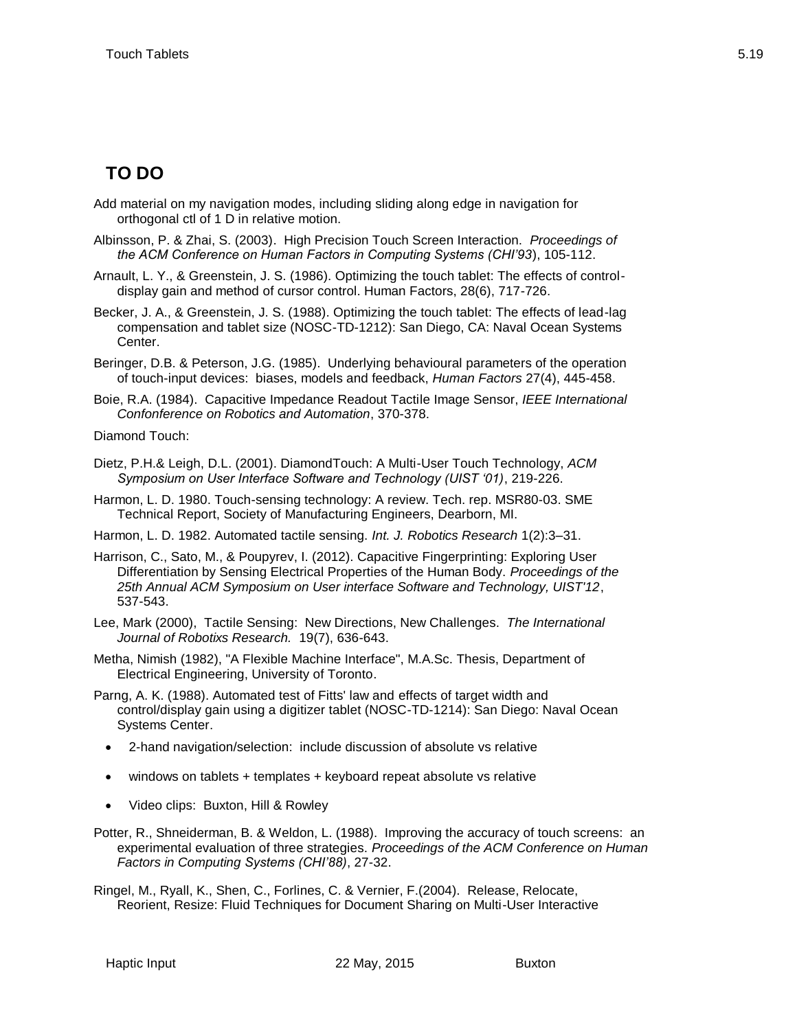## TO DO

Add material on my navigation modes, including sliding along edge in navigation for orthogonal ctl of 1 D in relative motion.

Albinsson, P. & Zhai, S. (2003). High Precision Touch Screen Interaction. *Proceedings of the ACM Conference on Human Factors in Computing Systems (CHI'93*), 105-112.

Arnault, L. Y., & Greenstein, J. S. (1986). Optimizing the touch tablet: The effects of control-display gain and method of cursor control. Human Factors, 28(6), 717-726.

Becker, J. A., & Greenstein, J. S. (1988). Optimizing the touch tablet: The effects of lead-lag compensation and tablet size (NOSC-TD-1212): San Diego, CA: Naval Ocean Systems Center.

Beringer, D.B. & Peterson, J.G. (1985). Underlying behavioural parameters of the operation of touch-input devices: biases, models and feedback, *Human Factors* 27(4), 445-458.

Boie, R.A. (1984). Capacitive Impedance Readout Tactile Image Sensor, *IEEE International Confonference on Robotics and Automation*, 370-378.

Diamond Touch:

Dietz, P.H.& Leigh, D.L. (2001). DiamondTouch: A Multi-User Touch Technology, *ACM Symposium on User Interface Software and Technology (UIST '01)*, 219-226.

Harmon, L. D. 1980. Touch-sensing technology: A review. Tech. rep. MSR80-03. SME Technical Report, Society of Manufacturing Engineers, Dearborn, MI.

Harmon, L. D. 1982. Automated tactile sensing. *Int. J. Robotics Research* 1(2):3–31.

Harrison, C., Sato, M., & Poupyrev, I. (2012). Capacitive Fingerprinting: Exploring User Differentiation by Sensing Electrical Properties of the Human Body. *Proceedings of the 25th Annual ACM Symposium on User interface Software and Technology, UIST'12*, 537-543.

Lee, Mark (2000), Tactile Sensing: New Directions, New Challenges. *The International Journal of Robotixs Research.* 19(7), 636-643.

Metha, Nimish (1982), "A Flexible Machine Interface", M.A.Sc. Thesis, Department of Electrical Engineering, University of Toronto.

Parng, A. K. (1988). Automated test of Fitts' law and effects of target width and control/display gain using a digitizer tablet (NOSC-TD-1214): San Diego: Naval Ocean Systems Center.

- 2-hand navigation/selection: include discussion of absolute vs relative
- windows on tablets + templates + keyboard repeat absolute vs relative
- Video clips: Buxton, Hill & Rowley

Potter, R., Shneiderman, B. & Weldon, L. (1988). Improving the accuracy of touch screens: an experimental evaluation of three strategies. *Proceedings of the ACM Conference on Human Factors in Computing Systems (CHI'88)*, 27-32.

Ringel, M., Ryall, K., Shen, C., Forlines, C. & Vernier, F.(2004). Release, Relocate, Reorient, Resize: Fluid Techniques for Document Sharing on Multi-User Interactive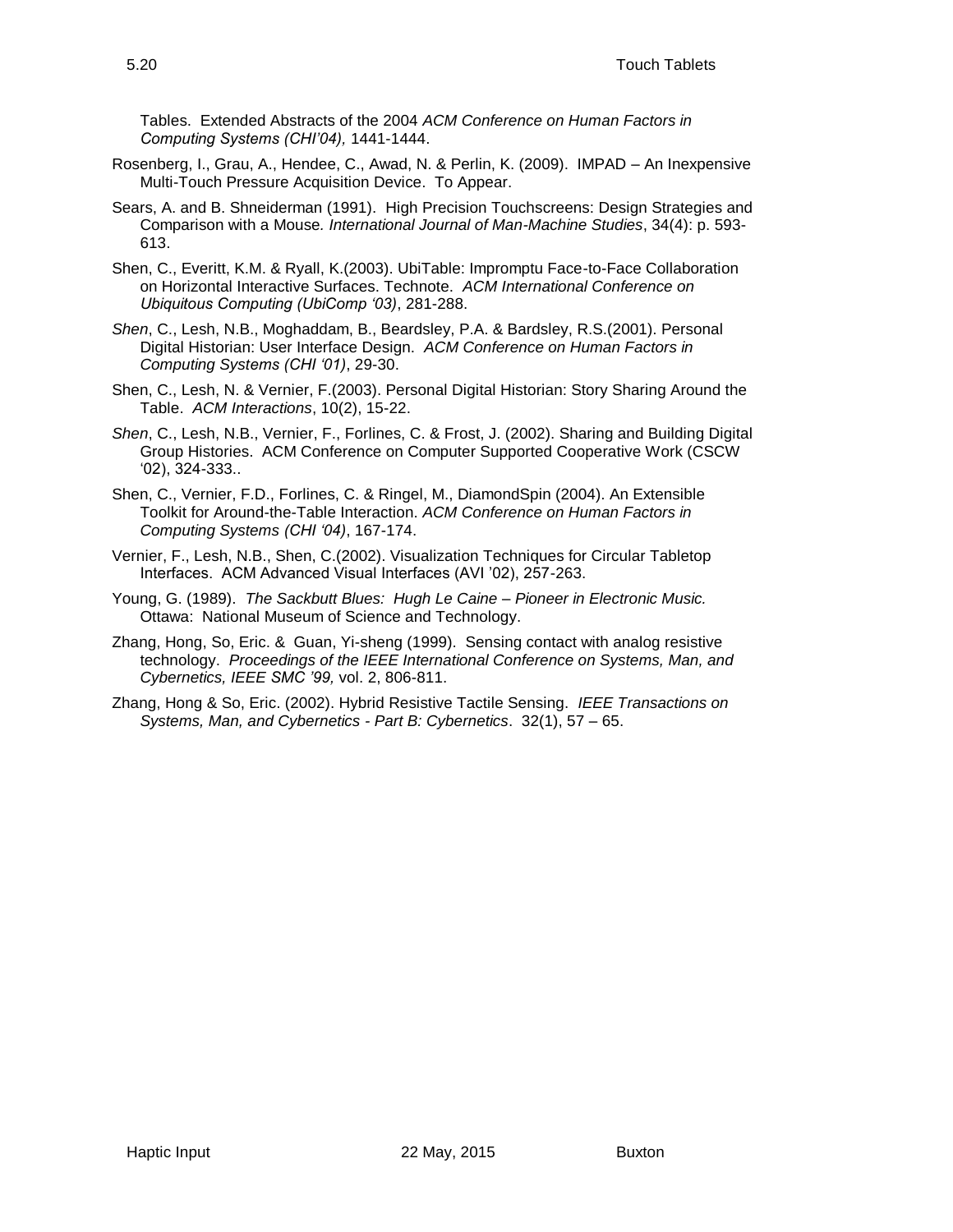Tables. Extended Abstracts of the 2004 *ACM Conference on Human Factors in Computing Systems (CHI'04),* 1441-1444.

Rosenberg, I., Grau, A., Hendee, C., Awad, N. & Perlin, K. (2009). IMPAD – An Inexpensive Multi-Touch Pressure Acquisition Device. To Appear.

Sears, A. and B. Shneiderman (1991). High Precision Touchscreens: Design Strategies and Comparison with a Mouse*. International Journal of Man-Machine Studies*, 34(4): p. 593-613.

Shen, C., Everitt, K.M. & Ryall, K.(2003). UbiTable: Impromptu Face-to-Face Collaboration on Horizontal Interactive Surfaces. Technote. *ACM International Conference on Ubiquitous Computing (UbiComp '03)*, 281-288.

*Shen*, C., Lesh, N.B., Moghaddam, B., Beardsley, P.A. & Bardsley, R.S.(2001). Personal Digital Historian: User Interface Design. *ACM Conference on Human Factors in Computing Systems (CHI '01)*, 29-30.

Shen, C., Lesh, N. & Vernier, F.(2003). Personal Digital Historian: Story Sharing Around the Table. *ACM Interactions*, 10(2), 15-22.

*Shen*, C., Lesh, N.B., Vernier, F., Forlines, C. & Frost, J. (2002). Sharing and Building Digital Group Histories. ACM Conference on Computer Supported Cooperative Work (CSCW '02), 324-333..

Shen, C., Vernier, F.D., Forlines, C. & Ringel, M., DiamondSpin (2004). An Extensible Toolkit for Around-the-Table Interaction. *ACM Conference on Human Factors in Computing Systems (CHI '04)*, 167-174.

Vernier, F., Lesh, N.B., Shen, C.(2002). Visualization Techniques for Circular Tabletop Interfaces. ACM Advanced Visual Interfaces (AVI '02), 257-263.

Young, G. (1989). *The Sackbutt Blues: Hugh Le Caine – Pioneer in Electronic Music.* Ottawa: National Museum of Science and Technology.

Zhang, Hong, So, Eric. & Guan, Yi-sheng (1999). Sensing contact with analog resistive technology. *Proceedings of the IEEE International Conference on Systems, Man, and Cybernetics, IEEE SMC '99,* vol. 2, 806-811.

Zhang, Hong & So, Eric. (2002). Hybrid Resistive Tactile Sensing. *IEEE Transactions on Systems, Man, and Cybernetics - Part B: Cybernetics*. 32(1), 57 – 65.